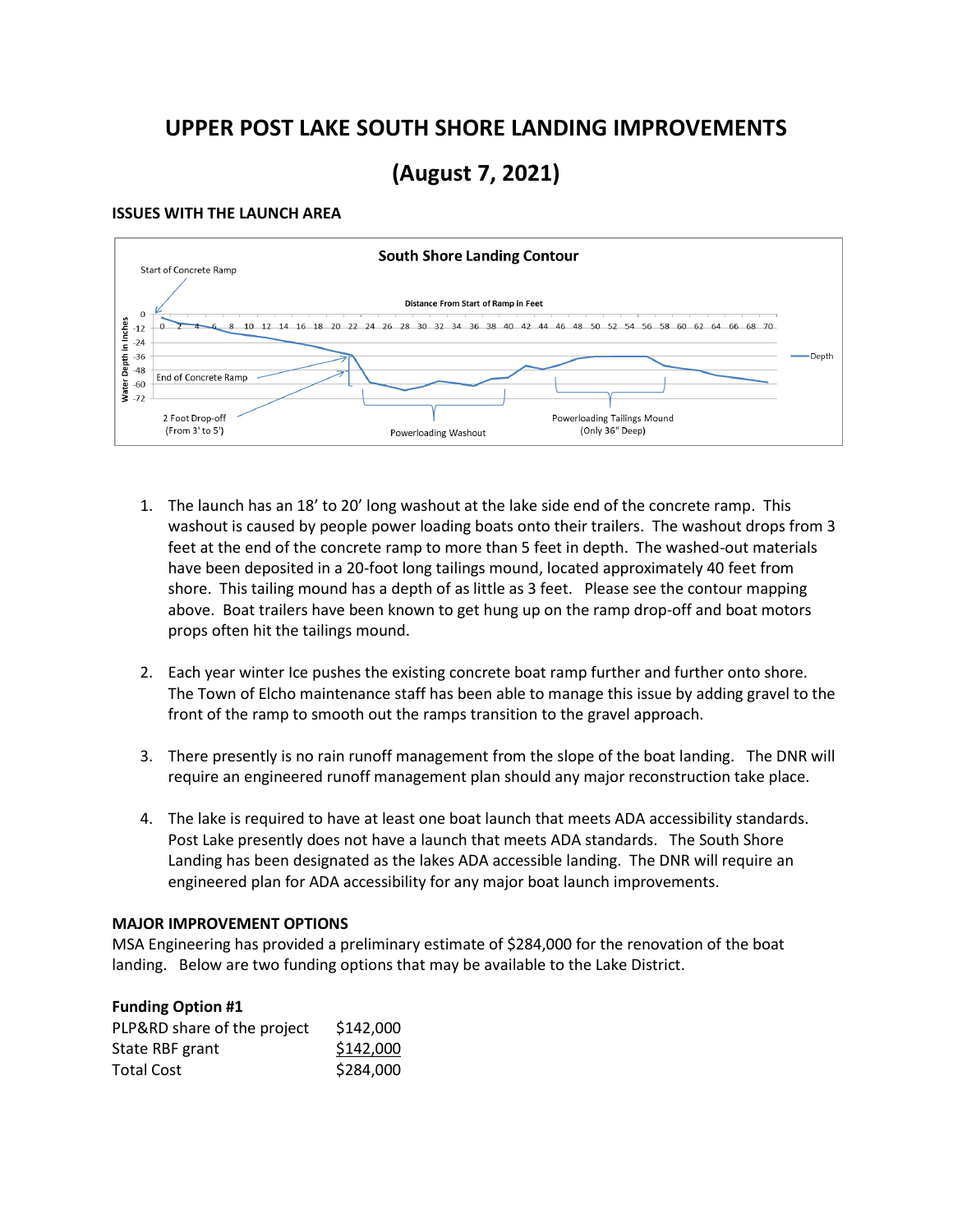# UPPER POST LAKE SOUTH SHORE LANDING IMPROVEMENTS

# (August 7, 2021)

**ISSUES WITH THE LAUNCH AREA**

**South Shore Landing Contour**

Start of Concrete Ramp

Distance From Start of Ramp in Feet

Water Depth in Inches

End of Concrete Ramp

2 Foot Drop-off (From 3' to 5')

Powerloading Washout

Powerloading Tailings Mound (Only 36" Deep)

Depth

1. The launch has an 18' to 20' long washout at the lake side end of the concrete ramp. This washout is caused by people power loading boats onto their trailers. The washout drops from 3 feet at the end of the concrete ramp to more than 5 feet in depth. The washed-out materials have been deposited in a 20-foot long tailings mound, located approximately 40 feet from shore. This tailing mound has a depth of as little as 3 feet. Please see the contour mapping above. Boat trailers have been known to get hung up on the ramp drop-off and boat motors props often hit the tailings mound.

2. Each year winter Ice pushes the existing concrete boat ramp further and further onto shore. The Town of Elcho maintenance staff has been able to manage this issue by adding gravel to the front of the ramp to smooth out the ramps transition to the gravel approach.

3. There presently is no rain runoff management from the slope of the boat landing. The DNR will require an engineered runoff management plan should any major reconstruction take place.

4. The lake is required to have at least one boat launch that meets ADA accessibility standards. Post Lake presently does not have a launch that meets ADA standards. The South Shore Landing has been designated as the lakes ADA accessible landing. The DNR will require an engineered plan for ADA accessibility for any major boat launch improvements.

**MAJOR IMPROVEMENT OPTIONS**

MSA Engineering has provided a preliminary estimate of $284,000 for the renovation of the boat landing. Below are two funding options that may be available to the Lake District.

**Funding Option #1**

| | |
|---|---|
| PLP&RD share of the project | $142,000 |
| State RBF grant | $142,000 |
| Total Cost | $284,000 |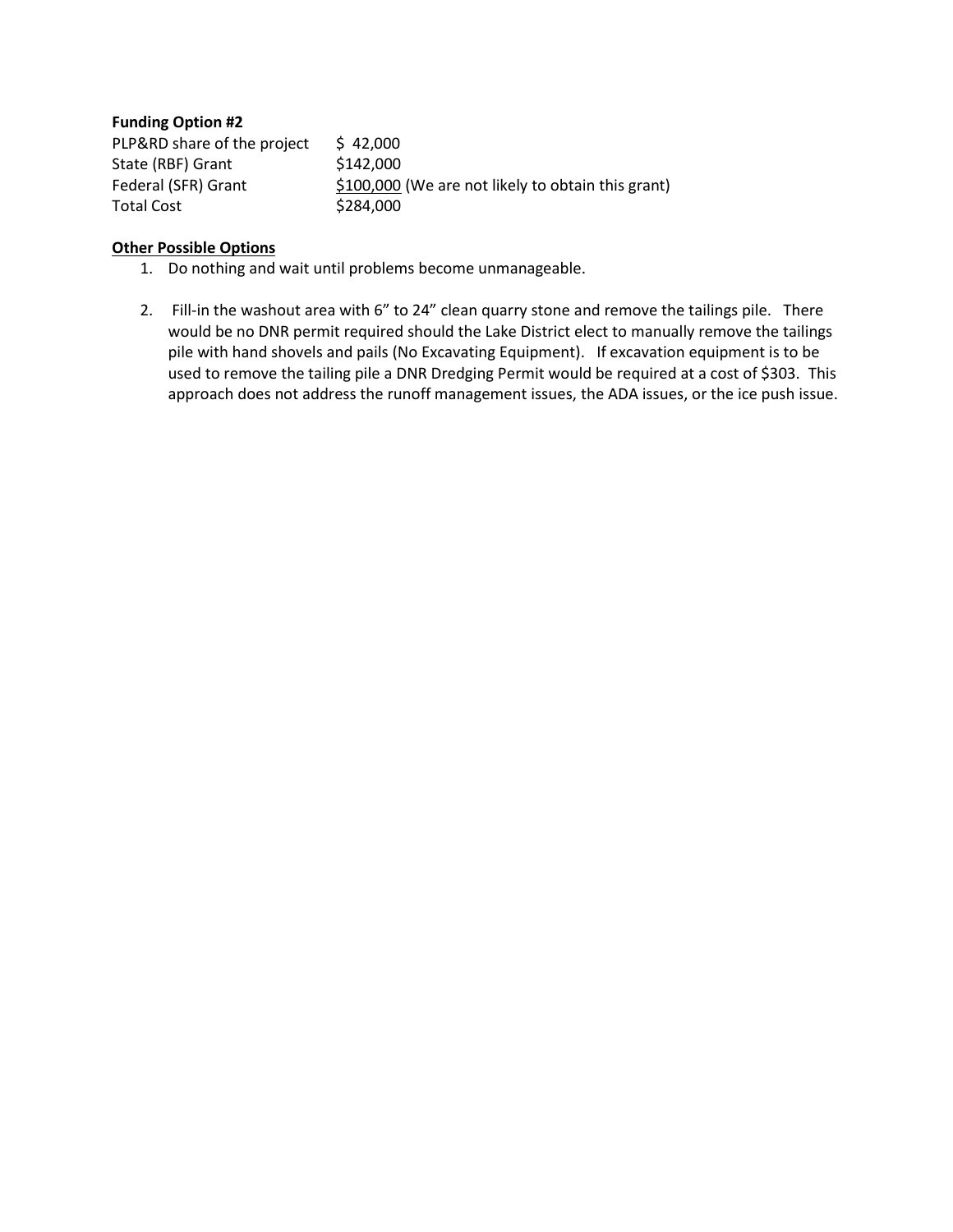**Funding Option #2**

| | |
|---|---|
| PLP&RD share of the project | $ 42,000 |
| State (RBF) Grant | $142,000 |
| Federal (SFR) Grant | <u>$100,000</u> (We are not likely to obtain this grant) |
| Total Cost | $284,000 |

<u>**Other Possible Options**</u>

1. Do nothing and wait until problems become unmanageable.

2. Fill-in the washout area with 6" to 24" clean quarry stone and remove the tailings pile. There would be no DNR permit required should the Lake District elect to manually remove the tailings pile with hand shovels and pails (No Excavating Equipment). If excavation equipment is to be used to remove the tailing pile a DNR Dredging Permit would be required at a cost of $303. This approach does not address the runoff management issues, the ADA issues, or the ice push issue.